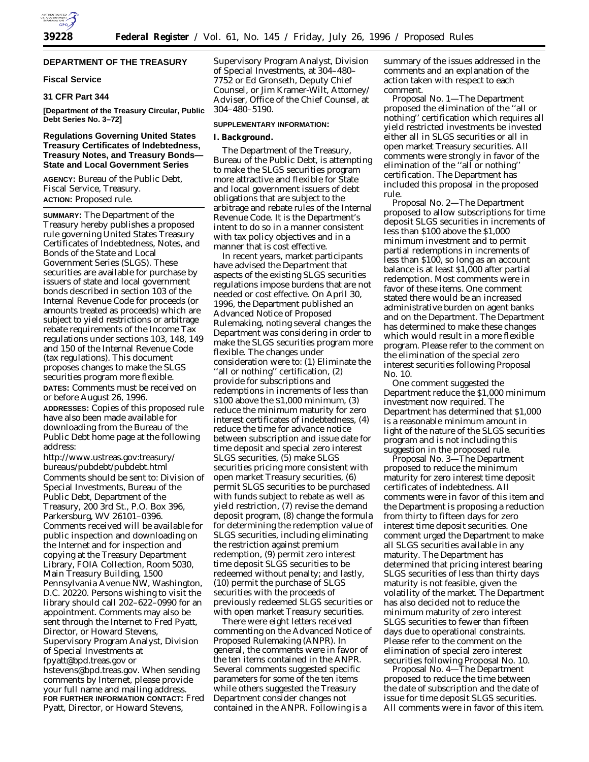# DEPARTMENT OF THE TREASURY

## Fiscal Service

## 31 CFR Part 344

**[Department of the Treasury Circular, Public Debt Series No. 3–72]**

## Regulations Governing United States Treasury Certificates of Indebtedness, Treasury Notes, and Treasury Bonds—State and Local Government Series

**AGENCY:** Bureau of the Public Debt, Fiscal Service, Treasury.

**ACTION:** Proposed rule.

**SUMMARY:** The Department of the Treasury hereby publishes a proposed rule governing United States Treasury Certificates of Indebtedness, Notes, and Bonds of the State and Local Government Series (SLGS). These securities are available for purchase by issuers of state and local government bonds described in section 103 of the Internal Revenue Code for proceeds (or amounts treated as proceeds) which are subject to yield restrictions or arbitrage rebate requirements of the Income Tax regulations under sections 103, 148, 149 and 150 of the Internal Revenue Code (tax regulations). This document proposes changes to make the SLGS securities program more flexible.

**DATES:** Comments must be received on or before August 26, 1996.

**ADDRESSES:** Copies of this proposed rule have also been made available for downloading from the Bureau of the Public Debt home page at the following address:

http://www.ustreas.gov:treasury/bureaus/pubdebt/pubdebt.html

Comments should be sent to: Division of Special Investments, Bureau of the Public Debt, Department of the Treasury, 200 3rd St., P.O. Box 396, Parkersburg, WV 26101–0396. Comments received will be available for public inspection and downloading on the Internet and for inspection and copying at the Treasury Department Library, FOIA Collection, Room 5030, Main Treasury Building, 1500 Pennsylvania Avenue NW, Washington, D.C. 20220. Persons wishing to visit the library should call 202–622–0990 for an appointment. Comments may also be sent through the Internet to Fred Pyatt, Director, or Howard Stevens, Supervisory Program Analyst, Division of Special Investments at fpyatt@bpd.treas.gov or hstevens@bpd.treas.gov. When sending comments by Internet, please provide your full name and mailing address.

**FOR FURTHER INFORMATION CONTACT:** Fred Pyatt, Director, or Howard Stevens, Supervisory Program Analyst, Division of Special Investments, at 304–480–7752 or Ed Gronseth, Deputy Chief Counsel, or Jim Kramer-Wilt, Attorney/Adviser, Office of the Chief Counsel, at 304–480–5190.

**SUPPLEMENTARY INFORMATION:**

### I. Background.

The Department of the Treasury, Bureau of the Public Debt, is attempting to make the SLGS securities program more attractive and flexible for State and local government issuers of debt obligations that are subject to the arbitrage and rebate rules of the Internal Revenue Code. It is the Department's intent to do so in a manner consistent with tax policy objectives and in a manner that is cost effective.

In recent years, market participants have advised the Department that aspects of the existing SLGS securities regulations impose burdens that are not needed or cost effective. On April 30, 1996, the Department published an Advanced Notice of Proposed Rulemaking, noting several changes the Department was considering in order to make the SLGS securities program more flexible. The changes under consideration were to: (1) Eliminate the "all or nothing" certification, (2) provide for subscriptions and redemptions in increments of less than $100 above the $1,000 minimum, (3) reduce the minimum maturity for zero interest certificates of indebtedness, (4) reduce the time for advance notice between subscription and issue date for time deposit and special zero interest SLGS securities, (5) make SLGS securities pricing more consistent with open market Treasury securities, (6) permit SLGS securities to be purchased with funds subject to rebate as well as yield restriction, (7) revise the demand deposit program, (8) change the formula for determining the redemption value of SLGS securities, including eliminating the restriction against premium redemption, (9) permit zero interest time deposit SLGS securities to be redeemed without penalty; and lastly, (10) permit the purchase of SLGS securities with the proceeds of previously redeemed SLGS securities or with open market Treasury securities.

There were eight letters received commenting on the Advanced Notice of Proposed Rulemaking (ANPR). In general, the comments were in favor of the ten items contained in the ANPR. Several comments suggested specific parameters for some of the ten items while others suggested the Treasury Department consider changes not contained in the ANPR. Following is a summary of the issues addressed in the comments and an explanation of the action taken with respect to each comment.

Proposal No. 1—The Department proposed the elimination of the "all or nothing" certification which requires all yield restricted investments be invested either all in SLGS securities or all in open market Treasury securities. All comments were strongly in favor of the elimination of the "all or nothing" certification. The Department has included this proposal in the proposed rule.

Proposal No. 2—The Department proposed to allow subscriptions for time deposit SLGS securities in increments of less than $100 above the $1,000 minimum investment and to permit partial redemptions in increments of less than $100, so long as an account balance is at least $1,000 after partial redemption. Most comments were in favor of these items. One comment stated there would be an increased administrative burden on agent banks and on the Department. The Department has determined to make these changes which would result in a more flexible program. Please refer to the comment on the elimination of the special zero interest securities following Proposal No. 10.

One comment suggested the Department reduce the $1,000 minimum investment now required. The Department has determined that $1,000 is a reasonable minimum amount in light of the nature of the SLGS securities program and is not including this suggestion in the proposed rule.

Proposal No. 3—The Department proposed to reduce the minimum maturity for zero interest time deposit certificates of indebtedness. All comments were in favor of this item and the Department is proposing a reduction from thirty to fifteen days for zero interest time deposit securities. One comment urged the Department to make all SLGS securities available in any maturity. The Department has determined that pricing interest bearing SLGS securities of less than thirty days maturity is not feasible, given the volatility of the market. The Department has also decided not to reduce the minimum maturity of zero interest SLGS securities to fewer than fifteen days due to operational constraints. Please refer to the comment on the elimination of special zero interest securities following Proposal No. 10.

Proposal No. 4—The Department proposed to reduce the time between the date of subscription and the date of issue for time deposit SLGS securities. All comments were in favor of this item.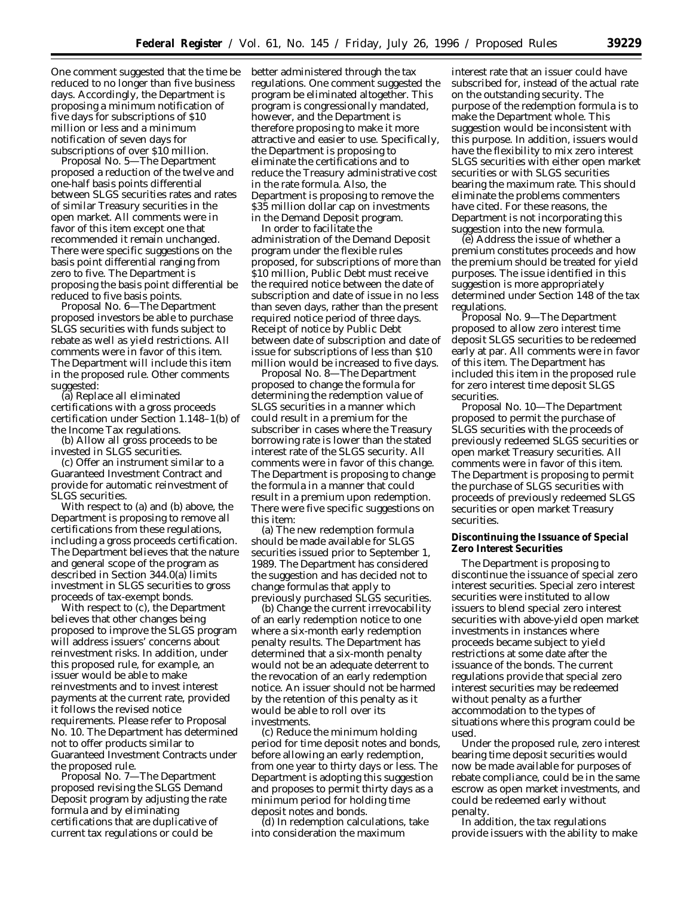One comment suggested that the time be reduced to no longer than five business days. Accordingly, the Department is proposing a minimum notification of five days for subscriptions of $10 million or less and a minimum notification of seven days for subscriptions of over $10 million.

Proposal No. 5—The Department proposed a reduction of the twelve and one-half basis points differential between SLGS securities rates and rates of similar Treasury securities in the open market. All comments were in favor of this item except one that recommended it remain unchanged. There were specific suggestions on the basis point differential ranging from zero to five. The Department is proposing the basis point differential be reduced to five basis points.

Proposal No. 6—The Department proposed investors be able to purchase SLGS securities with funds subject to rebate as well as yield restrictions. All comments were in favor of this item. The Department will include this item in the proposed rule. Other comments suggested:

(a) Replace all eliminated certifications with a gross proceeds certification under Section 1.148–1(b) of the Income Tax regulations.

(b) Allow all gross proceeds to be invested in SLGS securities.

(c) Offer an instrument similar to a Guaranteed Investment Contract and provide for automatic reinvestment of SLGS securities.

With respect to (a) and (b) above, the Department is proposing to remove all certifications from these regulations, including a gross proceeds certification. The Department believes that the nature and general scope of the program as described in Section 344.0(a) limits investment in SLGS securities to gross proceeds of tax-exempt bonds.

With respect to (c), the Department believes that other changes being proposed to improve the SLGS program will address issuers' concerns about reinvestment risks. In addition, under this proposed rule, for example, an issuer would be able to make reinvestments and to invest interest payments at the current rate, provided it follows the revised notice requirements. Please refer to Proposal No. 10. The Department has determined not to offer products similar to Guaranteed Investment Contracts under the proposed rule.

Proposal No. 7—The Department proposed revising the SLGS Demand Deposit program by adjusting the rate formula and by eliminating certifications that are duplicative of current tax regulations or could be better administered through the tax regulations. One comment suggested the program be eliminated altogether. This program is congressionally mandated, however, and the Department is therefore proposing to make it more attractive and easier to use. Specifically, the Department is proposing to eliminate the certifications and to reduce the Treasury administrative cost in the rate formula. Also, the Department is proposing to remove the $35 million dollar cap on investments in the Demand Deposit program.

In order to facilitate the administration of the Demand Deposit program under the flexible rules proposed, for subscriptions of more than $10 million, Public Debt must receive the required notice between the date of subscription and date of issue in no less than seven days, rather than the present required notice period of three days. Receipt of notice by Public Debt between date of subscription and date of issue for subscriptions of less than $10 million would be increased to five days.

Proposal No. 8—The Department proposed to change the formula for determining the redemption value of SLGS securities in a manner which could result in a premium for the subscriber in cases where the Treasury borrowing rate is lower than the stated interest rate of the SLGS security. All comments were in favor of this change. The Department is proposing to change the formula in a manner that could result in a premium upon redemption. There were five specific suggestions on this item:

(a) The new redemption formula should be made available for SLGS securities issued prior to September 1, 1989. The Department has considered the suggestion and has decided not to change formulas that apply to previously purchased SLGS securities.

(b) Change the current irrevocability of an early redemption notice to one where a six-month early redemption penalty results. The Department has determined that a six-month penalty would not be an adequate deterrent to the revocation of an early redemption notice. An issuer should not be harmed by the retention of this penalty as it would be able to roll over its investments.

(c) Reduce the minimum holding period for time deposit notes and bonds, before allowing an early redemption, from one year to thirty days or less. The Department is adopting this suggestion and proposes to permit thirty days as a minimum period for holding time deposit notes and bonds.

(d) In redemption calculations, take into consideration the maximum interest rate that an issuer could have subscribed for, instead of the actual rate on the outstanding security. The purpose of the redemption formula is to make the Department whole. This suggestion would be inconsistent with this purpose. In addition, issuers would have the flexibility to mix zero interest SLGS securities with either open market securities or with SLGS securities bearing the maximum rate. This should eliminate the problems commenters have cited. For these reasons, the Department is not incorporating this suggestion into the new formula.

(e) Address the issue of whether a premium constitutes proceeds and how the premium should be treated for yield purposes. The issue identified in this suggestion is more appropriately determined under Section 148 of the tax regulations.

Proposal No. 9—The Department proposed to allow zero interest time deposit SLGS securities to be redeemed early at par. All comments were in favor of this item. The Department has included this item in the proposed rule for zero interest time deposit SLGS securities.

Proposal No. 10—The Department proposed to permit the purchase of SLGS securities with the proceeds of previously redeemed SLGS securities or open market Treasury securities. All comments were in favor of this item. The Department is proposing to permit the purchase of SLGS securities with proceeds of previously redeemed SLGS securities or open market Treasury securities.

### Discontinuing the Issuance of Special Zero Interest Securities

The Department is proposing to discontinue the issuance of special zero interest securities. Special zero interest securities were instituted to allow issuers to blend special zero interest securities with above-yield open market investments in instances where proceeds became subject to yield restrictions at some date after the issuance of the bonds. The current regulations provide that special zero interest securities may be redeemed without penalty as a further accommodation to the types of situations where this program could be used.

Under the proposed rule, zero interest bearing time deposit securities would now be made available for purposes of rebate compliance, could be in the same escrow as open market investments, and could be redeemed early without penalty.

In addition, the tax regulations provide issuers with the ability to make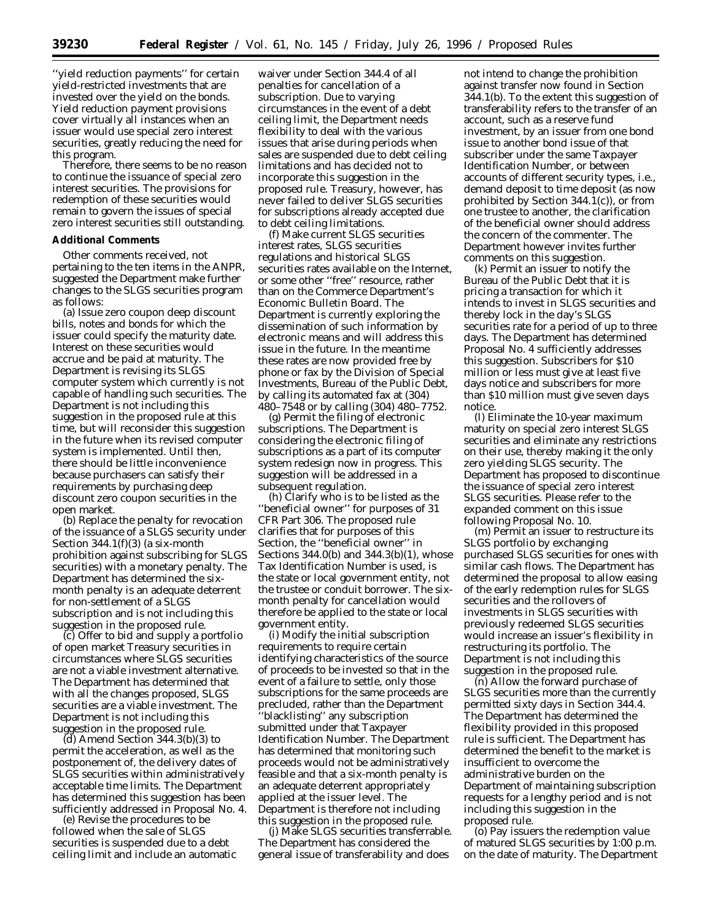''yield reduction payments'' for certain yield-restricted investments that are invested over the yield on the bonds. Yield reduction payment provisions cover virtually all instances when an issuer would use special zero interest securities, greatly reducing the need for this program.

Therefore, there seems to be no reason to continue the issuance of special zero interest securities. The provisions for redemption of these securities would remain to govern the issues of special zero interest securities still outstanding.

**Additional Comments**

Other comments received, not pertaining to the ten items in the ANPR, suggested the Department make further changes to the SLGS securities program as follows:

(a) Issue zero coupon deep discount bills, notes and bonds for which the issuer could specify the maturity date. Interest on these securities would accrue and be paid at maturity. The Department is revising its SLGS computer system which currently is not capable of handling such securities. The Department is not including this suggestion in the proposed rule at this time, but will reconsider this suggestion in the future when its revised computer system is implemented. Until then, there should be little inconvenience because purchasers can satisfy their requirements by purchasing deep discount zero coupon securities in the open market.

(b) Replace the penalty for revocation of the issuance of a SLGS security under Section 344.1(f)(3) (a six-month prohibition against subscribing for SLGS securities) with a monetary penalty. The Department has determined the six-month penalty is an adequate deterrent for non-settlement of a SLGS subscription and is not including this suggestion in the proposed rule.

(c) Offer to bid and supply a portfolio of open market Treasury securities in circumstances where SLGS securities are not a viable investment alternative. The Department has determined that with all the changes proposed, SLGS securities are a viable investment. The Department is not including this suggestion in the proposed rule.

(d) Amend Section 344.3(b)(3) to permit the acceleration, as well as the postponement of, the delivery dates of SLGS securities within administratively acceptable time limits. The Department has determined this suggestion has been sufficiently addressed in Proposal No. 4.

(e) Revise the procedures to be followed when the sale of SLGS securities is suspended due to a debt ceiling limit and include an automatic waiver under Section 344.4 of all penalties for cancellation of a subscription. Due to varying circumstances in the event of a debt ceiling limit, the Department needs flexibility to deal with the various issues that arise during periods when sales are suspended due to debt ceiling limitations and has decided not to incorporate this suggestion in the proposed rule. Treasury, however, has never failed to deliver SLGS securities for subscriptions already accepted due to debt ceiling limitations.

(f) Make current SLGS securities interest rates, SLGS securities regulations and historical SLGS securities rates available on the Internet, or some other ''free'' resource, rather than on the Commerce Department's Economic Bulletin Board. The Department is currently exploring the dissemination of such information by electronic means and will address this issue in the future. In the meantime these rates are now provided free by phone or fax by the Division of Special Investments, Bureau of the Public Debt, by calling its automated fax at (304) 480–7548 or by calling (304) 480–7752.

(g) Permit the filing of electronic subscriptions. The Department is considering the electronic filing of subscriptions as a part of its computer system redesign now in progress. This suggestion will be addressed in a subsequent regulation.

(h) Clarify who is to be listed as the ''beneficial owner'' for purposes of 31 CFR Part 306. The proposed rule clarifies that for purposes of this Section, the ''beneficial owner'' in Sections 344.0(b) and 344.3(b)(1), whose Tax Identification Number is used, is the state or local government entity, not the trustee or conduit borrower. The six-month penalty for cancellation would therefore be applied to the state or local government entity.

(i) Modify the initial subscription requirements to require certain identifying characteristics of the source of proceeds to be invested so that in the event of a failure to settle, only those subscriptions for the same proceeds are precluded, rather than the Department ''blacklisting'' any subscription submitted under that Taxpayer Identification Number. The Department has determined that monitoring such proceeds would not be administratively feasible and that a six-month penalty is an adequate deterrent appropriately applied at the issuer level. The Department is therefore not including this suggestion in the proposed rule.

(j) Make SLGS securities transferrable. The Department has considered the general issue of transferability and does not intend to change the prohibition against transfer now found in Section 344.1(b). To the extent this suggestion of transferability refers to the transfer of an account, such as a reserve fund investment, by an issuer from one bond issue to another bond issue of that subscriber under the same Taxpayer Identification Number, or between accounts of different security types, i.e., demand deposit to time deposit (as now prohibited by Section 344.1(c)), or from one trustee to another, the clarification of the beneficial owner should address the concern of the commenter. The Department however invites further comments on this suggestion.

(k) Permit an issuer to notify the Bureau of the Public Debt that it is pricing a transaction for which it intends to invest in SLGS securities and thereby lock in the day's SLGS securities rate for a period of up to three days. The Department has determined Proposal No. 4 sufficiently addresses this suggestion. Subscribers for $10 million or less must give at least five days notice and subscribers for more than $10 million must give seven days notice.

(l) Eliminate the 10-year maximum maturity on special zero interest SLGS securities and eliminate any restrictions on their use, thereby making it the only zero yielding SLGS security. The Department has proposed to discontinue the issuance of special zero interest SLGS securities. Please refer to the expanded comment on this issue following Proposal No. 10.

(m) Permit an issuer to restructure its SLGS portfolio by exchanging purchased SLGS securities for ones with similar cash flows. The Department has determined the proposal to allow easing of the early redemption rules for SLGS securities and the rollovers of investments in SLGS securities with previously redeemed SLGS securities would increase an issuer's flexibility in restructuring its portfolio. The Department is not including this suggestion in the proposed rule.

(n) Allow the forward purchase of SLGS securities more than the currently permitted sixty days in Section 344.4. The Department has determined the flexibility provided in this proposed rule is sufficient. The Department has determined the benefit to the market is insufficient to overcome the administrative burden on the Department of maintaining subscription requests for a lengthy period and is not including this suggestion in the proposed rule.

(o) Pay issuers the redemption value of matured SLGS securities by 1:00 p.m. on the date of maturity. The Department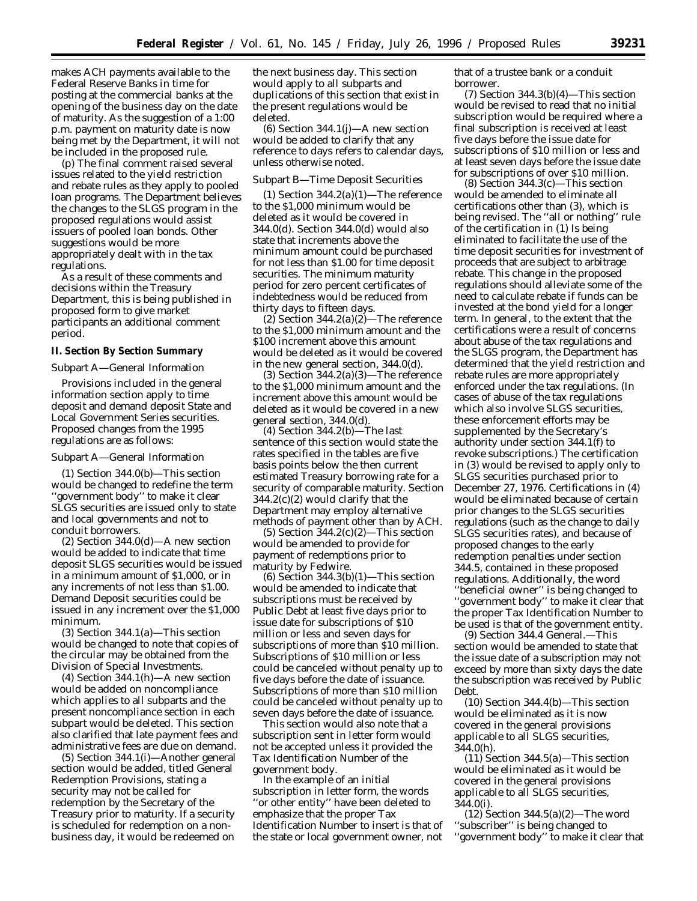makes ACH payments available to the Federal Reserve Banks in time for posting at the commercial banks at the opening of the business day on the date of maturity. As the suggestion of a 1:00 p.m. payment on maturity date is now being met by the Department, it will not be included in the proposed rule.

(p) The final comment raised several issues related to the yield restriction and rebate rules as they apply to pooled loan programs. The Department believes the changes to the SLGS program in the proposed regulations would assist issuers of pooled loan bonds. Other suggestions would be more appropriately dealt with in the tax regulations.

As a result of these comments and decisions within the Treasury Department, this is being published in proposed form to give market participants an additional comment period.

## II. Section By Section Summary

*Subpart A—General Information*

Provisions included in the general information section apply to time deposit and demand deposit State and Local Government Series securities. Proposed changes from the 1995 regulations are as follows:

*Subpart A—General Information*

(1) Section 344.0(b)—This section would be changed to redefine the term ''government body'' to make it clear SLGS securities are issued only to state and local governments and not to conduit borrowers.

(2) Section 344.0(d)—A new section would be added to indicate that time deposit SLGS securities would be issued in a minimum amount of $1,000, or in any increments of not less than $1.00. Demand Deposit securities could be issued in any increment over the $1,000 minimum.

(3) Section 344.1(a)—This section would be changed to note that copies of the circular may be obtained from the Division of Special Investments.

(4) Section 344.1(h)—A new section would be added on noncompliance which applies to all subparts and the present noncompliance section in each subpart would be deleted. This section also clarified that late payment fees and administrative fees are due on demand.

(5) Section 344.1(i)—Another general section would be added, titled General Redemption Provisions, stating a security may not be called for redemption by the Secretary of the Treasury prior to maturity. If a security is scheduled for redemption on a non-business day, it would be redeemed on the next business day. This section would apply to all subparts and duplications of this section that exist in the present regulations would be deleted.

(6) Section 344.1(j)—A new section would be added to clarify that any reference to days refers to calendar days, unless otherwise noted.

*Subpart B—Time Deposit Securities*

(1) Section 344.2(a)(1)—The reference to the $1,000 minimum would be deleted as it would be covered in 344.0(d). Section 344.0(d) would also state that increments above the minimum amount could be purchased for not less than $1.00 for time deposit securities. The minimum maturity period for zero percent certificates of indebtedness would be reduced from thirty days to fifteen days.

(2) Section 344.2(a)(2)—The reference to the $1,000 minimum amount and the $100 increment above this amount would be deleted as it would be covered in the new general section, 344.0(d).

(3) Section 344.2(a)(3)—The reference to the $1,000 minimum amount and the increment above this amount would be deleted as it would be covered in a new general section, 344.0(d).

(4) Section 344.2(b)—The last sentence of this section would state the rates specified in the tables are five basis points below the then current estimated Treasury borrowing rate for a security of comparable maturity. Section 344.2(c)(2) would clarify that the Department may employ alternative methods of payment other than by ACH.

(5) Section 344.2(c)(2)—This section would be amended to provide for payment of redemptions prior to maturity by Fedwire.

(6) Section 344.3(b)(1)—This section would be amended to indicate that subscriptions must be received by Public Debt at least five days prior to issue date for subscriptions of $10 million or less and seven days for subscriptions of more than $10 million. Subscriptions of $10 million or less could be canceled without penalty up to five days before the date of issuance. Subscriptions of more than $10 million could be canceled without penalty up to seven days before the date of issuance.

This section would also note that a subscription sent in letter form would not be accepted unless it provided the Tax Identification Number of the government body.

In the example of an initial subscription in letter form, the words ''or other entity'' have been deleted to emphasize that the proper Tax Identification Number to insert is that of the state or local government owner, not that of a trustee bank or a conduit borrower.

(7) Section 344.3(b)(4)—This section would be revised to read that no initial subscription would be required where a final subscription is received at least five days before the issue date for subscriptions of $10 million or less and at least seven days before the issue date for subscriptions of over $10 million.

(8) Section 344.3(c)—This section would be amended to eliminate all certifications other than (3), which is being revised. The ''all or nothing'' rule of the certification in (1) Is being eliminated to facilitate the use of the time deposit securities for investment of proceeds that are subject to arbitrage rebate. This change in the proposed regulations should alleviate some of the need to calculate rebate if funds can be invested at the bond yield for a longer term. In general, to the extent that the certifications were a result of concerns about abuse of the tax regulations and the SLGS program, the Department has determined that the yield restriction and rebate rules are more appropriately enforced under the tax regulations. (In cases of abuse of the tax regulations which also involve SLGS securities, these enforcement efforts may be supplemented by the Secretary's authority under section 344.1(f) to revoke subscriptions.) The certification in (3) would be revised to apply only to SLGS securities purchased prior to December 27, 1976. Certifications in (4) would be eliminated because of certain prior changes to the SLGS securities regulations (such as the change to daily SLGS securities rates), and because of proposed changes to the early redemption penalties under section 344.5, contained in these proposed regulations. Additionally, the word ''beneficial owner'' is being changed to ''government body'' to make it clear that the proper Tax Identification Number to be used is that of the government entity.

(9) Section 344.4 General.—This section would be amended to state that the issue date of a subscription may not exceed by more than sixty days the date the subscription was received by Public Debt.

(10) Section 344.4(b)—This section would be eliminated as it is now covered in the general provisions applicable to all SLGS securities, 344.0(h).

(11) Section 344.5(a)—This section would be eliminated as it would be covered in the general provisions applicable to all SLGS securities, 344.0(i).

(12) Section 344.5(a)(2)—The word ''subscriber'' is being changed to ''government body'' to make it clear that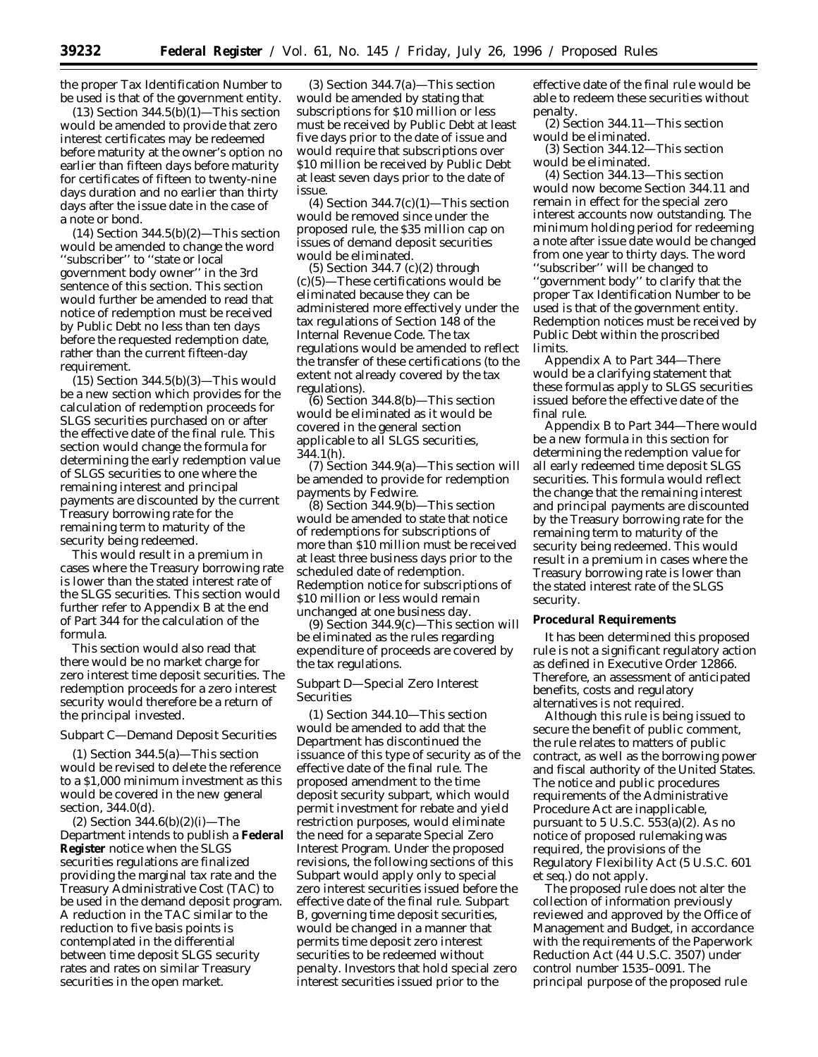the proper Tax Identification Number to be used is that of the government entity.

(13) Section 344.5(b)(1)—This section would be amended to provide that zero interest certificates may be redeemed before maturity at the owner's option no earlier than fifteen days before maturity for certificates of fifteen to twenty-nine days duration and no earlier than thirty days after the issue date in the case of a note or bond.

(14) Section 344.5(b)(2)—This section would be amended to change the word ''subscriber'' to ''state or local government body owner'' in the 3rd sentence of this section. This section would further be amended to read that notice of redemption must be received by Public Debt no less than ten days before the requested redemption date, rather than the current fifteen-day requirement.

(15) Section 344.5(b)(3)—This would be a new section which provides for the calculation of redemption proceeds for SLGS securities purchased on or after the effective date of the final rule. This section would change the formula for determining the early redemption value of SLGS securities to one where the remaining interest and principal payments are discounted by the current Treasury borrowing rate for the remaining term to maturity of the security being redeemed.

This would result in a premium in cases where the Treasury borrowing rate is lower than the stated interest rate of the SLGS securities. This section would further refer to Appendix B at the end of Part 344 for the calculation of the formula.

This section would also read that there would be no market charge for zero interest time deposit securities. The redemption proceeds for a zero interest security would therefore be a return of the principal invested.

Subpart C—Demand Deposit Securities

(1) Section 344.5(a)—This section would be revised to delete the reference to a $1,000 minimum investment as this would be covered in the new general section, 344.0(d).

(2) Section 344.6(b)(2)(i)—The Department intends to publish a **Federal Register** notice when the SLGS securities regulations are finalized providing the marginal tax rate and the Treasury Administrative Cost (TAC) to be used in the demand deposit program. A reduction in the TAC similar to the reduction to five basis points is contemplated in the differential between time deposit SLGS security rates and rates on similar Treasury securities in the open market.

(3) Section 344.7(a)—This section would be amended by stating that subscriptions for $10 million or less must be received by Public Debt at least five days prior to the date of issue and would require that subscriptions over $10 million be received by Public Debt at least seven days prior to the date of issue.

(4) Section 344.7(c)(1)—This section would be removed since under the proposed rule, the $35 million cap on issues of demand deposit securities would be eliminated.

(5) Section 344.7 (c)(2) through (c)(5)—These certifications would be eliminated because they can be administered more effectively under the tax regulations of Section 148 of the Internal Revenue Code. The tax regulations would be amended to reflect the transfer of these certifications (to the extent not already covered by the tax regulations).

(6) Section 344.8(b)—This section would be eliminated as it would be covered in the general section applicable to all SLGS securities, 344.1(h).

(7) Section 344.9(a)—This section will be amended to provide for redemption payments by Fedwire.

(8) Section 344.9(b)—This section would be amended to state that notice of redemptions for subscriptions of more than $10 million must be received at least three business days prior to the scheduled date of redemption. Redemption notice for subscriptions of $10 million or less would remain unchanged at one business day.

(9) Section 344.9(c)—This section will be eliminated as the rules regarding expenditure of proceeds are covered by the tax regulations.

Subpart D—Special Zero Interest Securities

(1) Section 344.10—This section would be amended to add that the Department has discontinued the issuance of this type of security as of the effective date of the final rule. The proposed amendment to the time deposit security subpart, which would permit investment for rebate and yield restriction purposes, would eliminate the need for a separate Special Zero Interest Program. Under the proposed revisions, the following sections of this Subpart would apply only to special zero interest securities issued before the effective date of the final rule. Subpart B, governing time deposit securities, would be changed in a manner that permits time deposit zero interest securities to be redeemed without penalty. Investors that hold special zero interest securities issued prior to the effective date of the final rule would be able to redeem these securities without penalty.

(2) Section 344.11—This section would be eliminated.

(3) Section 344.12—This section would be eliminated.

(4) Section 344.13—This section would now become Section 344.11 and remain in effect for the special zero interest accounts now outstanding. The minimum holding period for redeeming a note after issue date would be changed from one year to thirty days. The word ''subscriber'' will be changed to ''government body'' to clarify that the proper Tax Identification Number to be used is that of the government entity. Redemption notices must be received by Public Debt within the proscribed limits.

Appendix A to Part 344—There would be a clarifying statement that these formulas apply to SLGS securities issued before the effective date of the final rule.

Appendix B to Part 344—There would be a new formula in this section for determining the redemption value for all early redeemed time deposit SLGS securities. This formula would reflect the change that the remaining interest and principal payments are discounted by the Treasury borrowing rate for the remaining term to maturity of the security being redeemed. This would result in a premium in cases where the Treasury borrowing rate is lower than the stated interest rate of the SLGS security.

**Procedural Requirements**

It has been determined this proposed rule is not a significant regulatory action as defined in Executive Order 12866. Therefore, an assessment of anticipated benefits, costs and regulatory alternatives is not required.

Although this rule is being issued to secure the benefit of public comment, the rule relates to matters of public contract, as well as the borrowing power and fiscal authority of the United States. The notice and public procedures requirements of the Administrative Procedure Act are inapplicable, pursuant to 5 U.S.C. 553(a)(2). As no notice of proposed rulemaking was required, the provisions of the Regulatory Flexibility Act (5 U.S.C. 601 et seq.) do not apply.

The proposed rule does not alter the collection of information previously reviewed and approved by the Office of Management and Budget, in accordance with the requirements of the Paperwork Reduction Act (44 U.S.C. 3507) under control number 1535–0091. The principal purpose of the proposed rule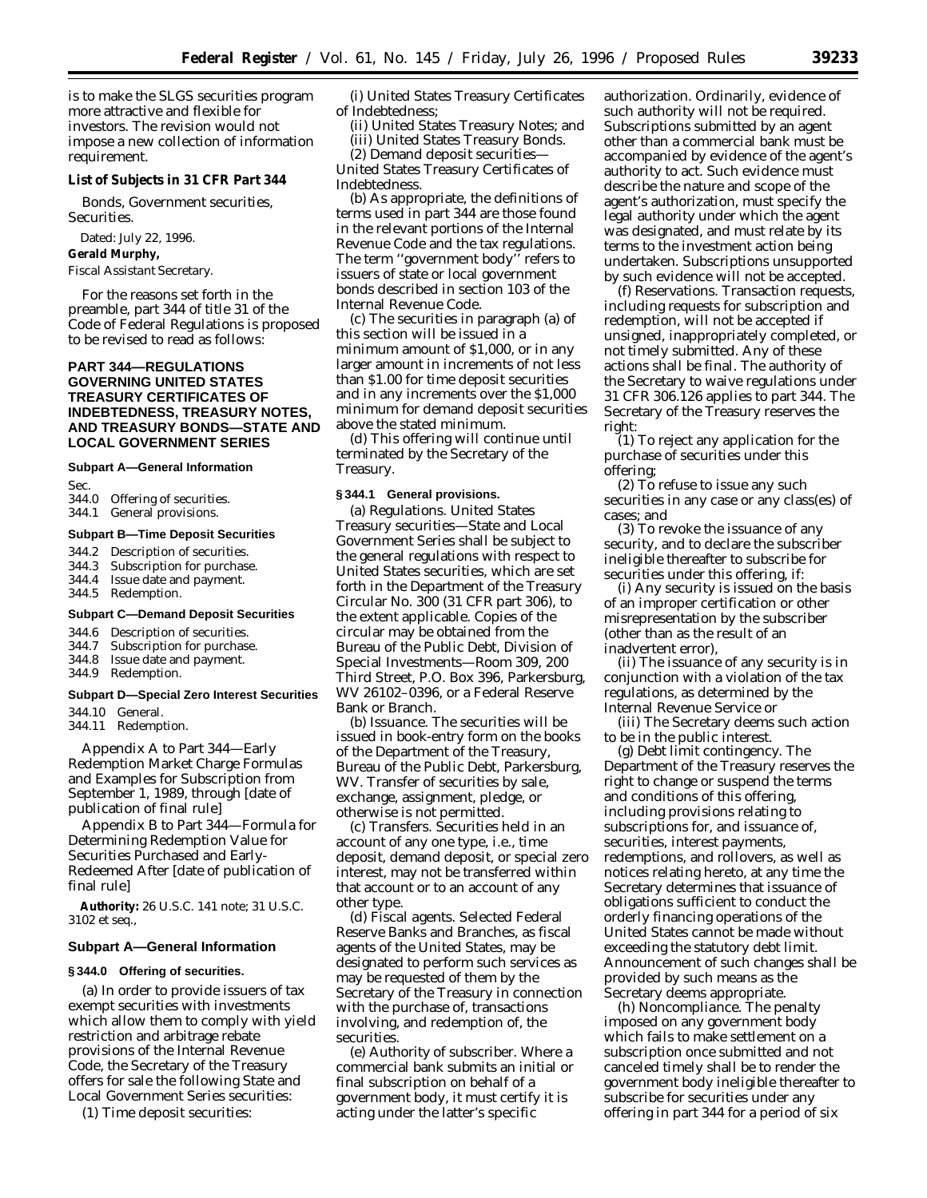is to make the SLGS securities program more attractive and flexible for investors. The revision would not impose a new collection of information requirement.

**List of Subjects in 31 CFR Part 344**

Bonds, Government securities, Securities.

Dated: July 22, 1996.

**Gerald Murphy,**

*Fiscal Assistant Secretary.*

For the reasons set forth in the preamble, part 344 of title 31 of the Code of Federal Regulations is proposed to be revised to read as follows:

## PART 344—REGULATIONS GOVERNING UNITED STATES TREASURY CERTIFICATES OF INDEBTEDNESS, TREASURY NOTES, AND TREASURY BONDS—STATE AND LOCAL GOVERNMENT SERIES

**Subpart A—General Information**

Sec.
344.0 Offering of securities.
344.1 General provisions.

**Subpart B—Time Deposit Securities**

344.2 Description of securities.
344.3 Subscription for purchase.
344.4 Issue date and payment.
344.5 Redemption.

**Subpart C—Demand Deposit Securities**

344.6 Description of securities.
344.7 Subscription for purchase.
344.8 Issue date and payment.
344.9 Redemption.

**Subpart D—Special Zero Interest Securities**

344.10 General.
344.11 Redemption.

Appendix A to Part 344—Early Redemption Market Charge Formulas and Examples for Subscription from September 1, 1989, through [date of publication of final rule]

Appendix B to Part 344—Formula for Determining Redemption Value for Securities Purchased and Early-Redeemed After [date of publication of final rule]

**Authority:** 26 U.S.C. 141 note; 31 U.S.C. 3102 et seq.,

### Subpart A—General Information

**§ 344.0 Offering of securities.**

(a) In order to provide issuers of tax exempt securities with investments which allow them to comply with yield restriction and arbitrage rebate provisions of the Internal Revenue Code, the Secretary of the Treasury offers for sale the following State and Local Government Series securities:

(1) Time deposit securities:

(i) United States Treasury Certificates of Indebtedness;

(ii) United States Treasury Notes; and

(iii) United States Treasury Bonds.

(2) Demand deposit securities—United States Treasury Certificates of Indebtedness.

(b) As appropriate, the definitions of terms used in part 344 are those found in the relevant portions of the Internal Revenue Code and the tax regulations. The term ''government body'' refers to issuers of state or local government bonds described in section 103 of the Internal Revenue Code.

(c) The securities in paragraph (a) of this section will be issued in a minimum amount of $1,000, or in any larger amount in increments of not less than $1.00 for time deposit securities and in any increments over the $1,000 minimum for demand deposit securities above the stated minimum.

(d) This offering will continue until terminated by the Secretary of the Treasury.

**§ 344.1 General provisions.**

(a) *Regulations.* United States Treasury securities—State and Local Government Series shall be subject to the general regulations with respect to United States securities, which are set forth in the Department of the Treasury Circular No. 300 (31 CFR part 306), to the extent applicable. Copies of the circular may be obtained from the Bureau of the Public Debt, Division of Special Investments—Room 309, 200 Third Street, P.O. Box 396, Parkersburg, WV 26102–0396, or a Federal Reserve Bank or Branch.

(b) *Issuance.* The securities will be issued in book-entry form on the books of the Department of the Treasury, Bureau of the Public Debt, Parkersburg, WV. Transfer of securities by sale, exchange, assignment, pledge, or otherwise is not permitted.

(c) *Transfers.* Securities held in an account of any one type, i.e., time deposit, demand deposit, or special zero interest, may not be transferred within that account or to an account of any other type.

(d) *Fiscal agents.* Selected Federal Reserve Banks and Branches, as fiscal agents of the United States, may be designated to perform such services as may be requested of them by the Secretary of the Treasury in connection with the purchase of, transactions involving, and redemption of, the securities.

(e) *Authority of subscriber.* Where a commercial bank submits an initial or final subscription on behalf of a government body, it must certify it is acting under the latter's specific authorization. Ordinarily, evidence of such authority will not be required. Subscriptions submitted by an agent other than a commercial bank must be accompanied by evidence of the agent's authority to act. Such evidence must describe the nature and scope of the agent's authorization, must specify the legal authority under which the agent was designated, and must relate by its terms to the investment action being undertaken. Subscriptions unsupported by such evidence will not be accepted.

(f) *Reservations.* Transaction requests, including requests for subscription and redemption, will not be accepted if unsigned, inappropriately completed, or not timely submitted. Any of these actions shall be final. The authority of the Secretary to waive regulations under 31 CFR 306.126 applies to part 344. The Secretary of the Treasury reserves the right:

(1) To reject any application for the purchase of securities under this offering;

(2) To refuse to issue any such securities in any case or any class(es) of cases; and

(3) To revoke the issuance of any security, and to declare the subscriber ineligible thereafter to subscribe for securities under this offering, if:

(i) Any security is issued on the basis of an improper certification or other misrepresentation by the subscriber (other than as the result of an inadvertent error),

(ii) The issuance of any security is in conjunction with a violation of the tax regulations, as determined by the Internal Revenue Service or

(iii) The Secretary deems such action to be in the public interest.

(g) *Debt limit contingency.* The Department of the Treasury reserves the right to change or suspend the terms and conditions of this offering, including provisions relating to subscriptions for, and issuance of, securities, interest payments, redemptions, and rollovers, as well as notices relating hereto, at any time the Secretary determines that issuance of obligations sufficient to conduct the orderly financing operations of the United States cannot be made without exceeding the statutory debt limit. Announcement of such changes shall be provided by such means as the Secretary deems appropriate.

(h) *Noncompliance.* The penalty imposed on any government body which fails to make settlement on a subscription once submitted and not canceled timely shall be to render the government body ineligible thereafter to subscribe for securities under any offering in part 344 for a period of six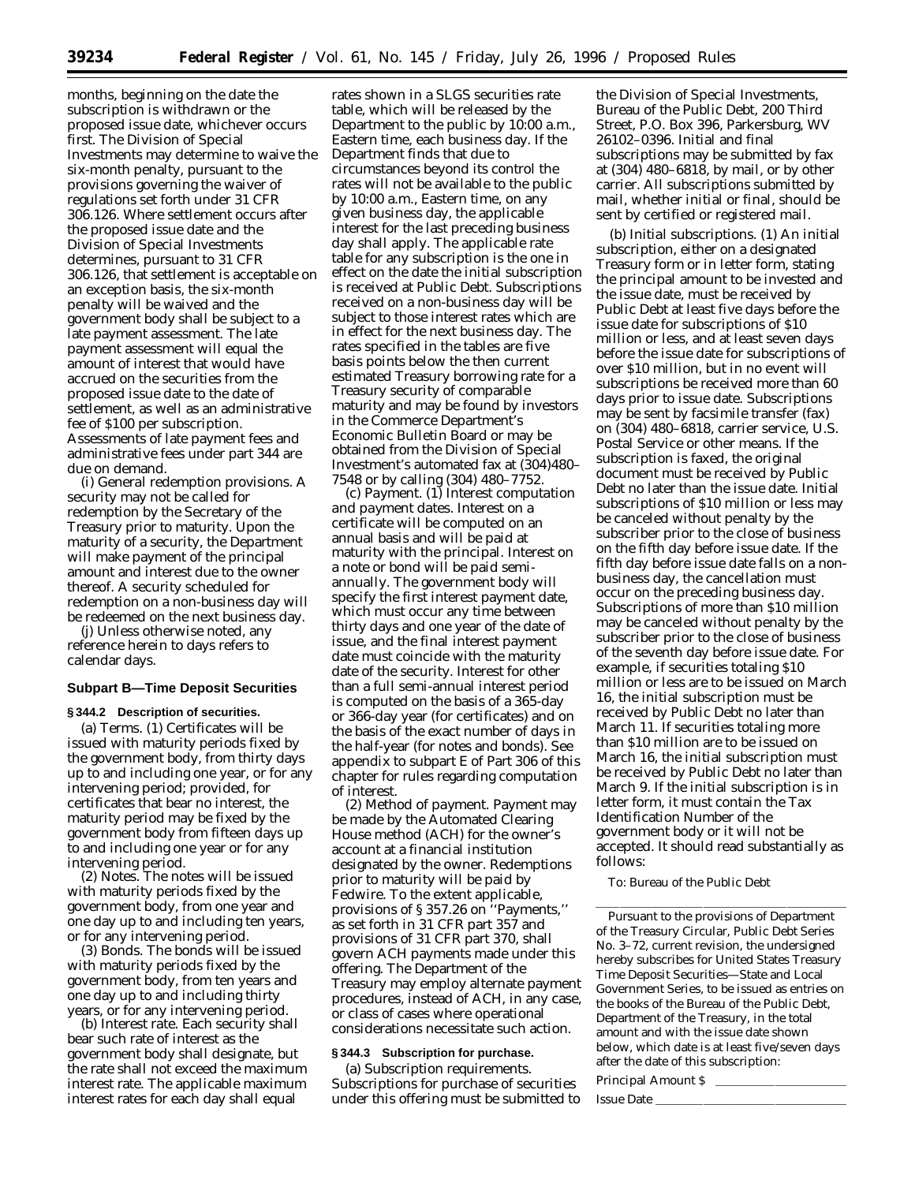months, beginning on the date the subscription is withdrawn or the proposed issue date, whichever occurs first. The Division of Special Investments may determine to waive the six-month penalty, pursuant to the provisions governing the waiver of regulations set forth under 31 CFR 306.126. Where settlement occurs after the proposed issue date and the Division of Special Investments determines, pursuant to 31 CFR 306.126, that settlement is acceptable on an exception basis, the six-month penalty will be waived and the government body shall be subject to a late payment assessment. The late payment assessment will equal the amount of interest that would have accrued on the securities from the proposed issue date to the date of settlement, as well as an administrative fee of $100 per subscription. Assessments of late payment fees and administrative fees under part 344 are due on demand.

(i) *General redemption provisions.* A security may not be called for redemption by the Secretary of the Treasury prior to maturity. Upon the maturity of a security, the Department will make payment of the principal amount and interest due to the owner thereof. A security scheduled for redemption on a non-business day will be redeemed on the next business day.

(j) Unless otherwise noted, any reference herein to days refers to calendar days.

## Subpart B—Time Deposit Securities

### § 344.2 Description of securities.

(a) *Terms.* (1) Certificates will be issued with maturity periods fixed by the government body, from thirty days up to and including one year, or for any intervening period; provided, for certificates that bear no interest, the maturity period may be fixed by the government body from fifteen days up to and including one year or for any intervening period.

(2) *Notes.* The notes will be issued with maturity periods fixed by the government body, from one year and one day up to and including ten years, or for any intervening period.

(3) *Bonds.* The bonds will be issued with maturity periods fixed by the government body, from ten years and one day up to and including thirty years, or for any intervening period.

(b) *Interest rate.* Each security shall bear such rate of interest as the government body shall designate, but the rate shall not exceed the maximum interest rate. The applicable maximum interest rates for each day shall equal rates shown in a SLGS securities rate table, which will be released by the Department to the public by 10:00 a.m., Eastern time, each business day. If the Department finds that due to circumstances beyond its control the rates will not be available to the public by 10:00 a.m., Eastern time, on any given business day, the applicable interest for the last preceding business day shall apply. The applicable rate table for any subscription is the one in effect on the date the initial subscription is received at Public Debt. Subscriptions received on a non-business day will be subject to those interest rates which are in effect for the next business day. The rates specified in the tables are five basis points below the then current estimated Treasury borrowing rate for a Treasury security of comparable maturity and may be found by investors in the Commerce Department's Economic Bulletin Board or may be obtained from the Division of Special Investment's automated fax at (304)480–7548 or by calling (304) 480–7752.

(c) *Payment.* (1) *Interest computation and payment dates.* Interest on a certificate will be computed on an annual basis and will be paid at maturity with the principal. Interest on a note or bond will be paid semi-annually. The government body will specify the first interest payment date, which must occur any time between thirty days and one year of the date of issue, and the final interest payment date must coincide with the maturity date of the security. Interest for other than a full semi-annual interest period is computed on the basis of a 365-day or 366-day year (for certificates) and on the basis of the exact number of days in the half-year (for notes and bonds). See appendix to subpart E of Part 306 of this chapter for rules regarding computation of interest.

(2) *Method of payment.* Payment may be made by the Automated Clearing House method (ACH) for the owner's account at a financial institution designated by the owner. Redemptions prior to maturity will be paid by Fedwire. To the extent applicable, provisions of § 357.26 on ''Payments,'' as set forth in 31 CFR part 357 and provisions of 31 CFR part 370, shall govern ACH payments made under this offering. The Department of the Treasury may employ alternate payment procedures, instead of ACH, in any case, or class of cases where operational considerations necessitate such action.

### § 344.3 Subscription for purchase.

(a) *Subscription requirements.* Subscriptions for purchase of securities under this offering must be submitted to the Division of Special Investments, Bureau of the Public Debt, 200 Third Street, P.O. Box 396, Parkersburg, WV 26102–0396. Initial and final subscriptions may be submitted by fax at (304) 480–6818, by mail, or by other carrier. All subscriptions submitted by mail, whether initial or final, should be sent by certified or registered mail.

(b) *Initial subscriptions.* (1) An initial subscription, either on a designated Treasury form or in letter form, stating the principal amount to be invested and the issue date, must be received by Public Debt at least five days before the issue date for subscriptions of $10 million or less, and at least seven days before the issue date for subscriptions of over $10 million, but in no event will subscriptions be received more than 60 days prior to issue date. Subscriptions may be sent by facsimile transfer (fax) on (304) 480–6818, carrier service, U.S. Postal Service or other means. If the subscription is faxed, the original document must be received by Public Debt no later than the issue date. Initial subscriptions of $10 million or less may be canceled without penalty by the subscriber prior to the close of business on the fifth day before issue date. If the fifth day before issue date falls on a non-business day, the cancellation must occur on the preceding business day. Subscriptions of more than $10 million may be canceled without penalty by the subscriber prior to the close of business of the seventh day before issue date. For example, if securities totaling $10 million or less are to be issued on March 16, the initial subscription must be received by Public Debt no later than March 11. If securities totaling more than $10 million are to be issued on March 16, the initial subscription must be received by Public Debt no later than March 9. If the initial subscription is in letter form, it must contain the Tax Identification Number of the government body or it will not be accepted. It should read substantially as follows:

To: Bureau of the Public Debt

Pursuant to the provisions of Department of the Treasury Circular, Public Debt Series No. 3–72, current revision, the undersigned hereby subscribes for United States Treasury Time Deposit Securities—State and Local Government Series, to be issued as entries on the books of the Bureau of the Public Debt, Department of the Treasury, in the total amount and with the issue date shown below, which date is at least five/seven days after the date of this subscription:

Principal Amount $ \_\_\_\_\_\_\_\_\_\_\_\_\_\_\_\_

Issue Date \_\_\_\_\_\_\_\_\_\_\_\_\_\_\_\_\_\_\_\_\_\_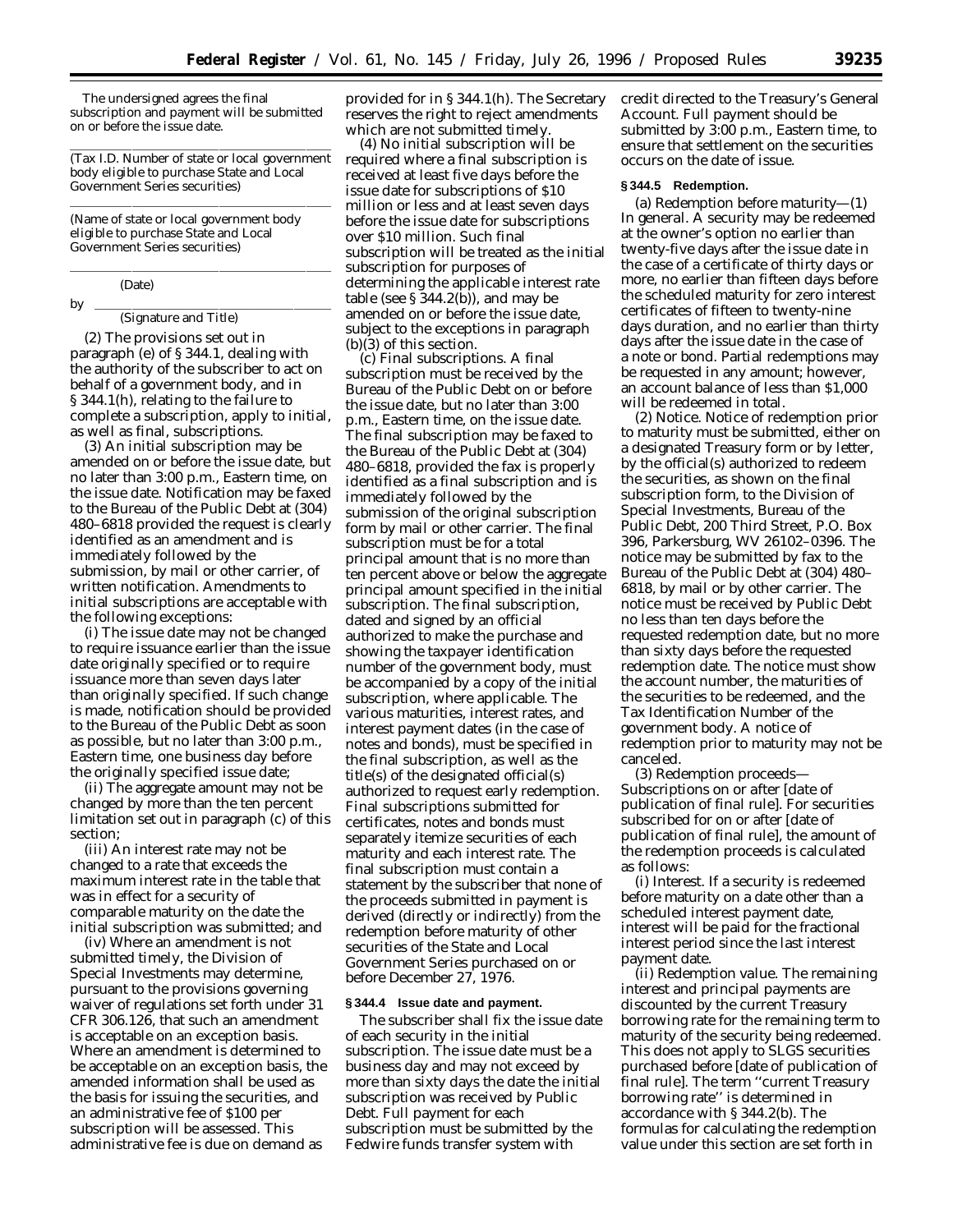The undersigned agrees the final subscription and payment will be submitted on or before the issue date.

\_\_\_\_\_\_\_\_\_\_\_\_\_\_\_\_\_\_\_\_\_\_\_\_\_\_\_\_\_\_\_\_\_\_\_\_\_\_\_\_

(Tax I.D. Number of state or local government body eligible to purchase State and Local Government Series securities)

\_\_\_\_\_\_\_\_\_\_\_\_\_\_\_\_\_\_\_\_\_\_\_\_\_\_\_\_\_\_\_\_\_\_\_\_\_\_\_\_

(Name of state or local government body eligible to purchase State and Local Government Series securities)

\_\_\_\_\_\_\_\_\_\_\_\_\_\_\_\_\_\_\_\_\_\_\_\_\_\_\_\_\_\_\_\_\_\_\_\_\_\_\_\_

(Date)

by \_\_\_\_\_\_\_\_\_\_\_\_\_\_\_\_\_\_\_\_\_\_\_\_\_\_\_\_\_\_\_\_\_\_\_\_\_

(Signature and Title)

(2) The provisions set out in paragraph (e) of § 344.1, dealing with the authority of the subscriber to act on behalf of a government body, and in § 344.1(h), relating to the failure to complete a subscription, apply to initial, as well as final, subscriptions.

(3) An initial subscription may be amended on or before the issue date, but no later than 3:00 p.m., Eastern time, on the issue date. Notification may be faxed to the Bureau of the Public Debt at (304) 480–6818 provided the request is clearly identified as an amendment and is immediately followed by the submission, by mail or other carrier, of written notification. Amendments to initial subscriptions are acceptable with the following exceptions:

(i) The issue date may not be changed to require issuance earlier than the issue date originally specified or to require issuance more than seven days later than originally specified. If such change is made, notification should be provided to the Bureau of the Public Debt as soon as possible, but no later than 3:00 p.m., Eastern time, one business day before the originally specified issue date;

(ii) The aggregate amount may not be changed by more than the ten percent limitation set out in paragraph (c) of this section;

(iii) An interest rate may not be changed to a rate that exceeds the maximum interest rate in the table that was in effect for a security of comparable maturity on the date the initial subscription was submitted; and

(iv) Where an amendment is not submitted timely, the Division of Special Investments may determine, pursuant to the provisions governing waiver of regulations set forth under 31 CFR 306.126, that such an amendment is acceptable on an exception basis. Where an amendment is determined to be acceptable on an exception basis, the amended information shall be used as the basis for issuing the securities, and an administrative fee of $100 per subscription will be assessed. This administrative fee is due on demand as provided for in § 344.1(h). The Secretary reserves the right to reject amendments which are not submitted timely.

(4) No initial subscription will be required where a final subscription is received at least five days before the issue date for subscriptions of $10 million or less and at least seven days before the issue date for subscriptions over $10 million. Such final subscription will be treated as the initial subscription for purposes of determining the applicable interest rate table (see § 344.2(b)), and may be amended on or before the issue date, subject to the exceptions in paragraph (b)(3) of this section.

(c) *Final subscriptions.* A final subscription must be received by the Bureau of the Public Debt on or before the issue date, but no later than 3:00 p.m., Eastern time, on the issue date. The final subscription may be faxed to the Bureau of the Public Debt at (304) 480–6818, provided the fax is properly identified as a final subscription and is immediately followed by the submission of the original subscription form by mail or other carrier. The final subscription must be for a total principal amount that is no more than ten percent above or below the aggregate principal amount specified in the initial subscription. The final subscription, dated and signed by an official authorized to make the purchase and showing the taxpayer identification number of the government body, must be accompanied by a copy of the initial subscription, where applicable. The various maturities, interest rates, and interest payment dates (in the case of notes and bonds), must be specified in the final subscription, as well as the title(s) of the designated official(s) authorized to request early redemption. Final subscriptions submitted for certificates, notes and bonds must separately itemize securities of each maturity and each interest rate. The final subscription must contain a statement by the subscriber that none of the proceeds submitted in payment is derived (directly or indirectly) from the redemption before maturity of other securities of the State and Local Government Series purchased on or before December 27, 1976.

**§ 344.4 Issue date and payment.**

The subscriber shall fix the issue date of each security in the initial subscription. The issue date must be a business day and may not exceed by more than sixty days the date the initial subscription was received by Public Debt. Full payment for each subscription must be submitted by the Fedwire funds transfer system with credit directed to the Treasury's General Account. Full payment should be submitted by 3:00 p.m., Eastern time, to ensure that settlement on the securities occurs on the date of issue.

**§ 344.5 Redemption.**

(a) *Redemption before maturity*—(1) *In general.* A security may be redeemed at the owner's option no earlier than twenty-five days after the issue date in the case of a certificate of thirty days or more, no earlier than fifteen days before the scheduled maturity for zero interest certificates of fifteen to twenty-nine days duration, and no earlier than thirty days after the issue date in the case of a note or bond. Partial redemptions may be requested in any amount; however, an account balance of less than $1,000 will be redeemed in total.

(2) *Notice.* Notice of redemption prior to maturity must be submitted, either on a designated Treasury form or by letter, by the official(s) authorized to redeem the securities, as shown on the final subscription form, to the Division of Special Investments, Bureau of the Public Debt, 200 Third Street, P.O. Box 396, Parkersburg, WV 26102–0396. The notice may be submitted by fax to the Bureau of the Public Debt at (304) 480–6818, by mail or by other carrier. The notice must be received by Public Debt no less than ten days before the requested redemption date, but no more than sixty days before the requested redemption date. The notice must show the account number, the maturities of the securities to be redeemed, and the Tax Identification Number of the government body. A notice of redemption prior to maturity may not be canceled.

(3) *Redemption proceeds*—*Subscriptions on or after [date of publication of final rule].* For securities subscribed for on or after [date of publication of final rule], the amount of the redemption proceeds is calculated as follows:

(i) *Interest.* If a security is redeemed before maturity on a date other than a scheduled interest payment date, interest will be paid for the fractional interest period since the last interest payment date.

(ii) *Redemption value.* The remaining interest and principal payments are discounted by the current Treasury borrowing rate for the remaining term to maturity of the security being redeemed. This does not apply to SLGS securities purchased before [date of publication of final rule]. The term ''current Treasury borrowing rate'' is determined in accordance with § 344.2(b). The formulas for calculating the redemption value under this section are set forth in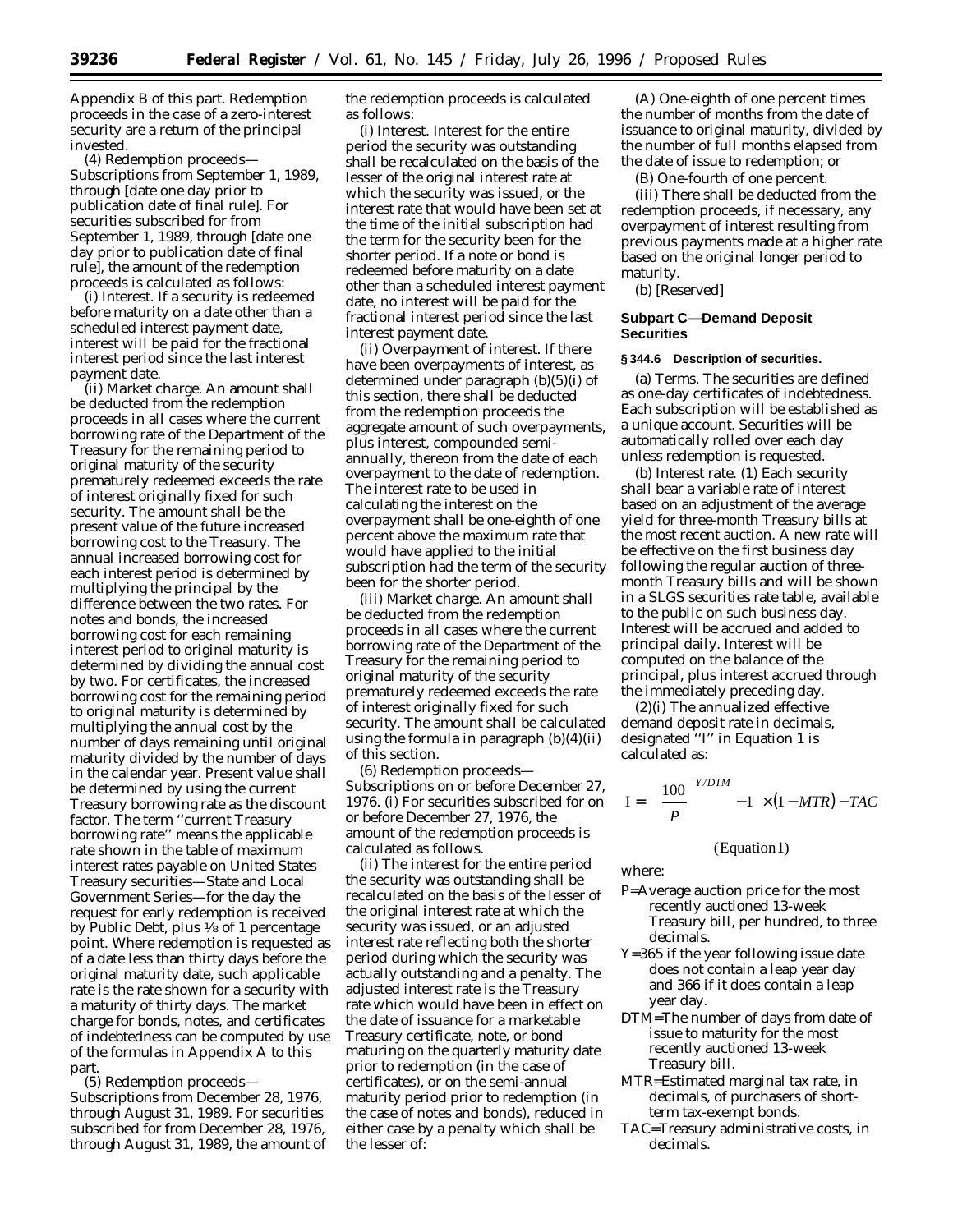Appendix B of this part. Redemption proceeds in the case of a zero-interest security are a return of the principal invested.

(4) *Redemption proceeds—Subscriptions from September 1, 1989, through [date one day prior to publication date of final rule].* For securities subscribed for from September 1, 1989, through [date one day prior to publication date of final rule], the amount of the redemption proceeds is calculated as follows:

(i) *Interest.* If a security is redeemed before maturity on a date other than a scheduled interest payment date, interest will be paid for the fractional interest period since the last interest payment date.

(ii) *Market charge.* An amount shall be deducted from the redemption proceeds in all cases where the current borrowing rate of the Department of the Treasury for the remaining period to original maturity of the security prematurely redeemed exceeds the rate of interest originally fixed for such security. The amount shall be the present value of the future increased borrowing cost to the Treasury. The annual increased borrowing cost for each interest period is determined by multiplying the principal by the difference between the two rates. For notes and bonds, the increased borrowing cost for each remaining interest period to original maturity is determined by dividing the annual cost by two. For certificates, the increased borrowing cost for the remaining period to original maturity is determined by multiplying the annual cost by the number of days remaining until original maturity divided by the number of days in the calendar year. Present value shall be determined by using the current Treasury borrowing rate as the discount factor. The term ''current Treasury borrowing rate'' means the applicable rate shown in the table of maximum interest rates payable on United States Treasury securities—State and Local Government Series—for the day the request for early redemption is received by Public Debt, plus 1/8 of 1 percentage point. Where redemption is requested as of a date less than thirty days before the original maturity date, such applicable rate is the rate shown for a security with a maturity of thirty days. The market charge for bonds, notes, and certificates of indebtedness can be computed by use of the formulas in Appendix A to this part.

(5) *Redemption proceeds—Subscriptions from December 28, 1976, through August 31, 1989.* For securities subscribed for from December 28, 1976, through August 31, 1989, the amount of the redemption proceeds is calculated as follows:

(i) *Interest.* Interest for the entire period the security was outstanding shall be recalculated on the basis of the lesser of the original interest rate at which the security was issued, or the interest rate that would have been set at the time of the initial subscription had the term for the security been for the shorter period. If a note or bond is redeemed before maturity on a date other than a scheduled interest payment date, no interest will be paid for the fractional interest period since the last interest payment date.

(ii) *Overpayment of interest.* If there have been overpayments of interest, as determined under paragraph (b)(5)(i) of this section, there shall be deducted from the redemption proceeds the aggregate amount of such overpayments, plus interest, compounded semi-annually, thereon from the date of each overpayment to the date of redemption. The interest rate to be used in calculating the interest on the overpayment shall be one-eighth of one percent above the maximum rate that would have applied to the initial subscription had the term of the security been for the shorter period.

(iii) *Market charge.* An amount shall be deducted from the redemption proceeds in all cases where the current borrowing rate of the Department of the Treasury for the remaining period to original maturity of the security prematurely redeemed exceeds the rate of interest originally fixed for such security. The amount shall be calculated using the formula in paragraph (b)(4)(ii) of this section.

(6) *Redemption proceeds—Subscriptions on or before December 27, 1976.* (i) For securities subscribed for on or before December 27, 1976, the amount of the redemption proceeds is calculated as follows.

(ii) The interest for the entire period the security was outstanding shall be recalculated on the basis of the lesser of the original interest rate at which the security was issued, or an adjusted interest rate reflecting both the shorter period during which the security was actually outstanding and a penalty. The adjusted interest rate is the Treasury rate which would have been in effect on the date of issuance for a marketable Treasury certificate, note, or bond maturing on the quarterly maturity date prior to redemption (in the case of certificates), or on the semi-annual maturity period prior to redemption (in the case of notes and bonds), reduced in either case by a penalty which shall be the lesser of:

(A) One-eighth of one percent times the number of months from the date of issuance to original maturity, divided by the number of full months elapsed from the date of issue to redemption; or

(B) One-fourth of one percent.

(iii) There shall be deducted from the redemption proceeds, if necessary, any overpayment of interest resulting from previous payments made at a higher rate based on the original longer period to maturity.

(b) [Reserved]

## Subpart C—Demand Deposit Securities

### § 344.6 Description of securities.

(a) *Terms.* The securities are defined as one-day certificates of indebtedness. Each subscription will be established as a unique account. Securities will be automatically rolled over each day unless redemption is requested.

(b) *Interest rate.* (1) Each security shall bear a variable rate of interest based on an adjustment of the average yield for three-month Treasury bills at the most recent auction. A new rate will be effective on the first business day following the regular auction of three-month Treasury bills and will be shown in a SLGS securities rate table, available to the public on such business day. Interest will be accrued and added to principal daily. Interest will be computed on the balance of the principal, plus interest accrued through the immediately preceding day.

(2)(i) The annualized effective demand deposit rate in decimals, designated ''I'' in Equation 1 is calculated as:

$$I = \left[\left(\frac{100}{P}\right)^{Y/DTM} - 1\right] \times (1 - MTR) - TAC$$

(Equation 1)

where:

P=Average auction price for the most recently auctioned 13-week Treasury bill, per hundred, to three decimals.

Y=365 if the year following issue date does not contain a leap year day and 366 if it does contain a leap year day.

DTM=The number of days from date of issue to maturity for the most recently auctioned 13-week Treasury bill.

MTR=Estimated marginal tax rate, in decimals, of purchasers of short-term tax-exempt bonds.

TAC=Treasury administrative costs, in decimals.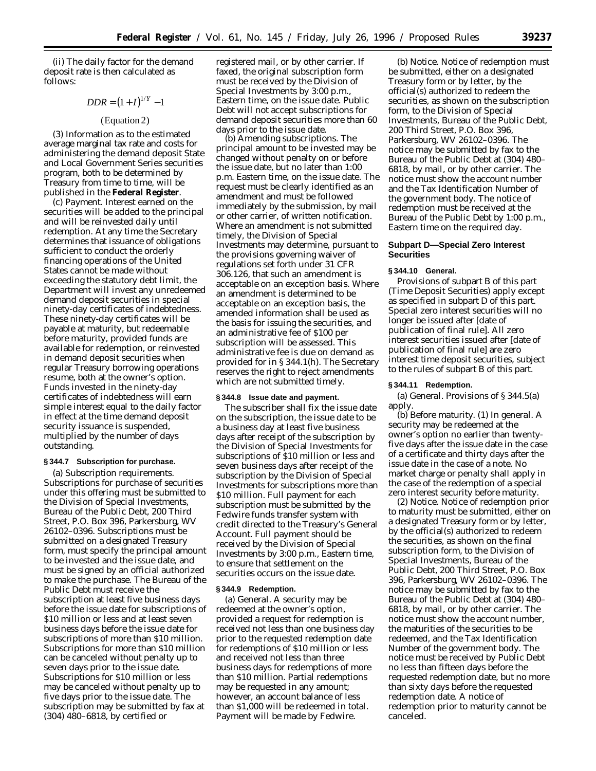(ii) The daily factor for the demand deposit rate is then calculated as follows:

$$DDR = (1 + I)^{1/Y} - 1$$

(Equation 2)

(3) Information as to the estimated average marginal tax rate and costs for administering the demand deposit State and Local Government Series securities program, both to be determined by Treasury from time to time, will be published in the **Federal Register**.

(c) *Payment.* Interest earned on the securities will be added to the principal and will be reinvested daily until redemption. At any time the Secretary determines that issuance of obligations sufficient to conduct the orderly financing operations of the United States cannot be made without exceeding the statutory debt limit, the Department will invest any unredeemed demand deposit securities in special ninety-day certificates of indebtedness. These ninety-day certificates will be payable at maturity, but redeemable before maturity, provided funds are available for redemption, or reinvested in demand deposit securities when regular Treasury borrowing operations resume, both at the owner's option. Funds invested in the ninety-day certificates of indebtedness will earn simple interest equal to the daily factor in effect at the time demand deposit security issuance is suspended, multiplied by the number of days outstanding.

**§ 344.7 Subscription for purchase.**

(a) *Subscription requirements.* Subscriptions for purchase of securities under this offering must be submitted to the Division of Special Investments, Bureau of the Public Debt, 200 Third Street, P.O. Box 396, Parkersburg, WV 26102–0396. Subscriptions must be submitted on a designated Treasury form, must specify the principal amount to be invested and the issue date, and must be signed by an official authorized to make the purchase. The Bureau of the Public Debt must receive the subscription at least five business days before the issue date for subscriptions of $10 million or less and at least seven business days before the issue date for subscriptions of more than $10 million. Subscriptions for more than $10 million can be canceled without penalty up to seven days prior to the issue date. Subscriptions for $10 million or less may be canceled without penalty up to five days prior to the issue date. The subscription may be submitted by fax at (304) 480–6818, by certified or registered mail, or by other carrier. If faxed, the original subscription form must be received by the Division of Special Investments by 3:00 p.m., Eastern time, on the issue date. Public Debt will not accept subscriptions for demand deposit securities more than 60 days prior to the issue date.

(b) *Amending subscriptions.* The principal amount to be invested may be changed without penalty on or before the issue date, but no later than 1:00 p.m. Eastern time, on the issue date. The request must be clearly identified as an amendment and must be followed immediately by the submission, by mail or other carrier, of written notification. Where an amendment is not submitted timely, the Division of Special Investments may determine, pursuant to the provisions governing waiver of regulations set forth under 31 CFR 306.126, that such an amendment is acceptable on an exception basis. Where an amendment is determined to be acceptable on an exception basis, the amended information shall be used as the basis for issuing the securities, and an administrative fee of $100 per subscription will be assessed. This administrative fee is due on demand as provided for in § 344.1(h). The Secretary reserves the right to reject amendments which are not submitted timely.

**§ 344.8 Issue date and payment.**

The subscriber shall fix the issue date on the subscription, the issue date to be a business day at least five business days after receipt of the subscription by the Division of Special Investments for subscriptions of $10 million or less and seven business days after receipt of the subscription by the Division of Special Investments for subscriptions more than $10 million. Full payment for each subscription must be submitted by the Fedwire funds transfer system with credit directed to the Treasury's General Account. Full payment should be received by the Division of Special Investments by 3:00 p.m., Eastern time, to ensure that settlement on the securities occurs on the issue date.

**§ 344.9 Redemption.**

(a) *General.* A security may be redeemed at the owner's option, provided a request for redemption is received not less than one business day prior to the requested redemption date for redemptions of $10 million or less and received not less than three business days for redemptions of more than $10 million. Partial redemptions may be requested in any amount; however, an account balance of less than $1,000 will be redeemed in total. Payment will be made by Fedwire.

(b) *Notice.* Notice of redemption must be submitted, either on a designated Treasury form or by letter, by the official(s) authorized to redeem the securities, as shown on the subscription form, to the Division of Special Investments, Bureau of the Public Debt, 200 Third Street, P.O. Box 396, Parkersburg, WV 26102–0396. The notice may be submitted by fax to the Bureau of the Public Debt at (304) 480–6818, by mail, or by other carrier. The notice must show the account number and the Tax Identification Number of the government body. The notice of redemption must be received at the Bureau of the Public Debt by 1:00 p.m., Eastern time on the required day.

**Subpart D—Special Zero Interest Securities**

**§ 344.10 General.**

Provisions of subpart B of this part (Time Deposit Securities) apply except as specified in subpart D of this part. Special zero interest securities will no longer be issued after [date of publication of final rule]. All zero interest securities issued after [date of publication of final rule] are zero interest time deposit securities, subject to the rules of subpart B of this part.

**§ 344.11 Redemption.**

(a) *General.* Provisions of § 344.5(a) apply.

(b) *Before maturity.* (1) *In general.* A security may be redeemed at the owner's option no earlier than twenty-five days after the issue date in the case of a certificate and thirty days after the issue date in the case of a note. No market charge or penalty shall apply in the case of the redemption of a special zero interest security before maturity.

(2) *Notice.* Notice of redemption prior to maturity must be submitted, either on a designated Treasury form or by letter, by the official(s) authorized to redeem the securities, as shown on the final subscription form, to the Division of Special Investments, Bureau of the Public Debt, 200 Third Street, P.O. Box 396, Parkersburg, WV 26102–0396. The notice may be submitted by fax to the Bureau of the Public Debt at (304) 480–6818, by mail, or by other carrier. The notice must show the account number, the maturities of the securities to be redeemed, and the Tax Identification Number of the government body. The notice must be received by Public Debt no less than fifteen days before the requested redemption date, but no more than sixty days before the requested redemption date. A notice of redemption prior to maturity cannot be canceled.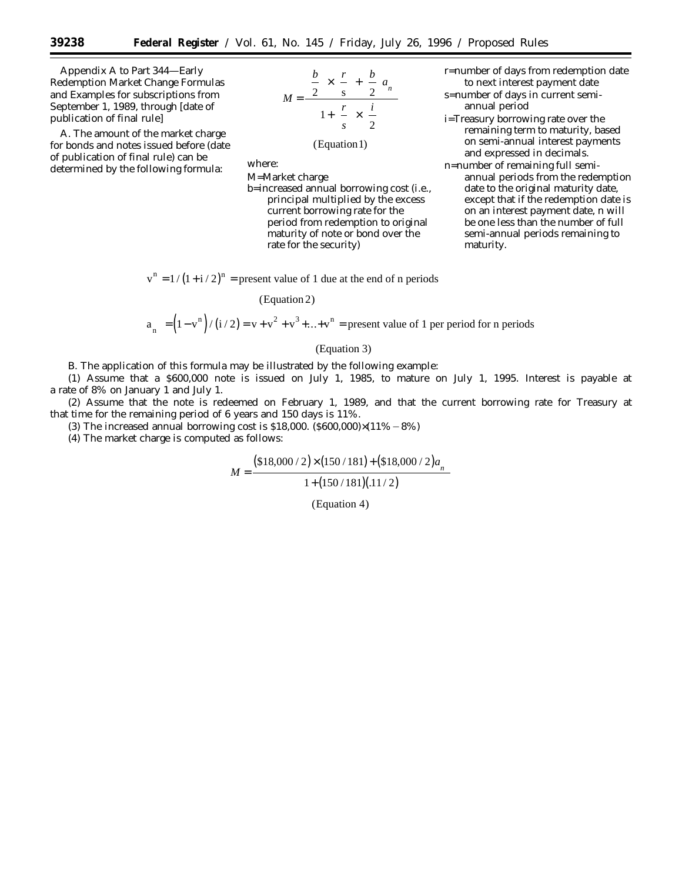Appendix A to Part 344—Early Redemption Market Change Formulas and Examples for subscriptions from September 1, 1989, through [date of publication of final rule]

A. The amount of the market charge for bonds and notes issued before (date of publication of final rule) can be determined by the following formula:

$$M = \frac{\frac{b}{2} \times \frac{r}{s} + \frac{b}{2}\, a_n}{1 + \frac{r}{s} \times \frac{i}{2}}$$

(Equation 1)

where:

M=Market charge

b=increased annual borrowing cost (i.e., principal multiplied by the excess current borrowing rate for the period from redemption to original maturity of note or bond over the rate for the security)

r=number of days from redemption date to next interest payment date

s=number of days in current semi-annual period

i=Treasury borrowing rate over the remaining term to maturity, based on semi-annual interest payments and expressed in decimals.

n=number of remaining full semi-annual periods from the redemption date to the original maturity date, except that if the redemption date is on an interest payment date, n will be one less than the number of full semi-annual periods remaining to maturity.

$$v^n = 1/(1 + i/2)^n = \text{present value of 1 due at the end of n periods}$$

(Equation 2)

$$a_n = (1 - v^n)/(i/2) = v + v^2 + v^3 + \ldots + v^n = \text{present value of 1 per period for n periods}$$

(Equation 3)

B. The application of this formula may be illustrated by the following example:

(1) Assume that a $600,000 note is issued on July 1, 1985, to mature on July 1, 1995. Interest is payable at a rate of 8% on January 1 and July 1.

(2) Assume that the note is redeemed on February 1, 1989, and that the current borrowing rate for Treasury at that time for the remaining period of 6 years and 150 days is 11%.

(3) The increased annual borrowing cost is $18,000. ($600,000)×(11% − 8%)

(4) The market charge is computed as follows:

$$M = \frac{(\$18{,}000/2) \times (150/181) + (\$18{,}000/2)a_n}{1 + (150/181)(.11/2)}$$

(Equation 4)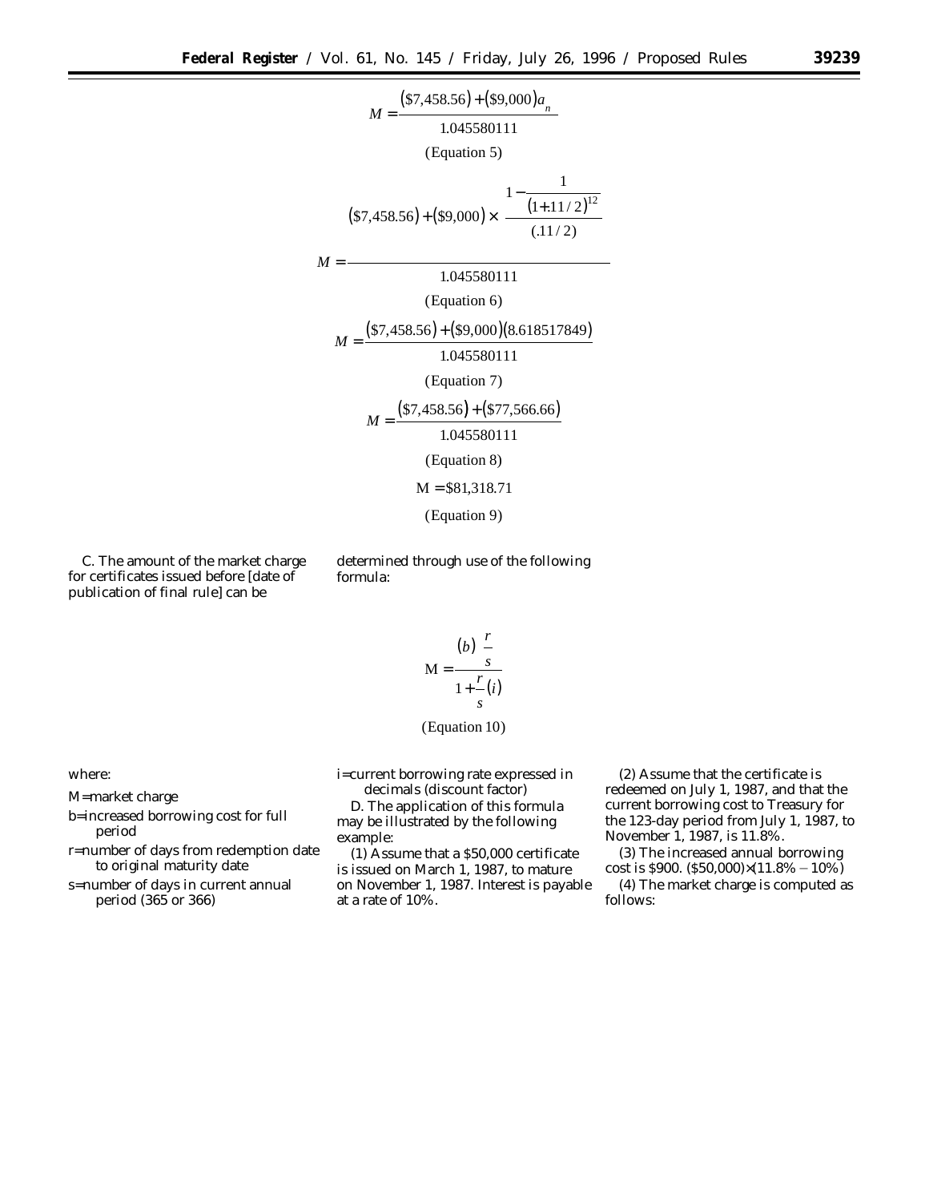$$M = \frac{(\$7{,}458.56) + (\$9{,}000)a_{\overline{n}|}}{1.045580111}$$

(Equation 5)

$$M = \frac{(\$7{,}458.56) + (\$9{,}000) \times \dfrac{1 - \dfrac{1}{(1+.11/2)^{12}}}{(.11/2)}}{1.045580111}$$

(Equation 6)

$$M = \frac{(\$7{,}458.56) + (\$9{,}000)(8.618517849)}{1.045580111}$$

(Equation 7)

$$M = \frac{(\$7{,}458.56) + (\$77{,}566.66)}{1.045580111}$$

(Equation 8)

$$M = \$81{,}318.71$$

(Equation 9)

C. The amount of the market charge for certificates issued before [date of publication of final rule] can be determined through use of the following formula:

$$M = \frac{(b)\,\dfrac{r}{s}}{1 + \dfrac{r}{s}(i)}$$

(Equation 10)

where:

M=market charge

b=increased borrowing cost for full period

r=number of days from redemption date to original maturity date

s=number of days in current annual period (365 or 366)

i=current borrowing rate expressed in decimals (discount factor)

D. The application of this formula may be illustrated by the following example:

(1) Assume that a $50,000 certificate is issued on March 1, 1987, to mature on November 1, 1987. Interest is payable at a rate of 10%.

(2) Assume that the certificate is redeemed on July 1, 1987, and that the current borrowing cost to Treasury for the 123-day period from July 1, 1987, to November 1, 1987, is 11.8%.

(3) The increased annual borrowing cost is $900. ($50,000)×(11.8% − 10%)

(4) The market charge is computed as follows: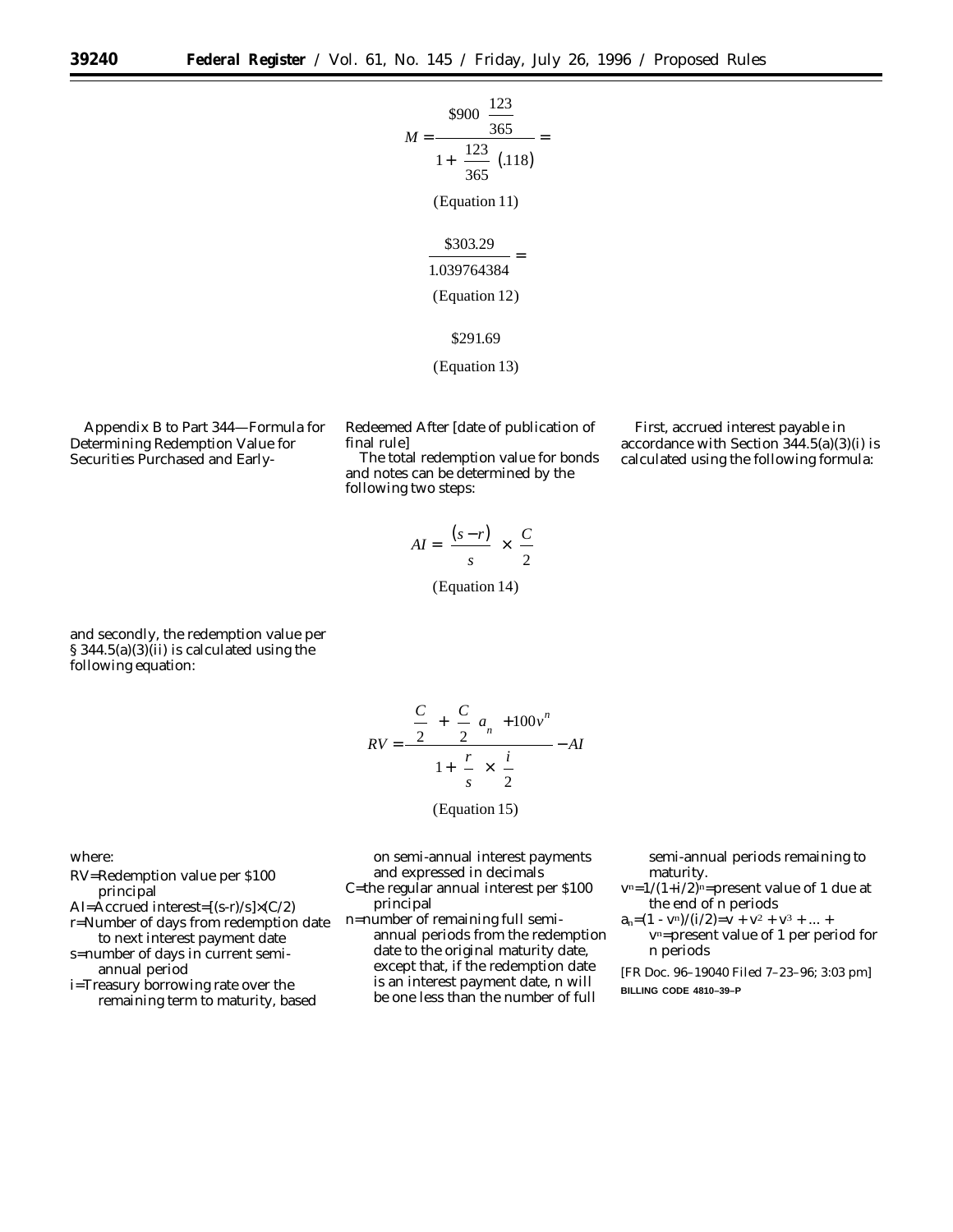$$M = \frac{\$900 \left(\frac{123}{365}\right)}{1 + \left(\frac{123}{365}\right)(.118)} =$$

(Equation 11)

$$\frac{\$303.29}{1.039764384} =$$

(Equation 12)

$$\$291.69$$

(Equation 13)

Appendix B to Part 344—Formula for Determining Redemption Value for Securities Purchased and Early-Redeemed After [date of publication of final rule]

The total redemption value for bonds and notes can be determined by the following two steps:

First, accrued interest payable in accordance with Section 344.5(a)(3)(i) is calculated using the following formula:

$$AI = \left[\frac{(s-r)}{s}\right] \times \frac{C}{2}$$

(Equation 14)

and secondly, the redemption value per § 344.5(a)(3)(ii) is calculated using the following equation:

$$RV = \frac{\frac{C}{2} + \left(\frac{C}{2}\, a_{n}\right) + 100v^{n}}{1 + \left(\frac{r}{s} \times \frac{i}{2}\right)} - AI$$

(Equation 15)

where:

- RV=Redemption value per $100 principal
- AI=Accrued interest=[(s-r)/s]×(C/2)
- r=Number of days from redemption date to next interest payment date
- s=number of days in current semi-annual period
- i=Treasury borrowing rate over the remaining term to maturity, based on semi-annual interest payments and expressed in decimals
- C=the regular annual interest per $100 principal
- n=number of remaining full semi-annual periods from the redemption date to the original maturity date, except that, if the redemption date is an interest payment date, n will be one less than the number of full semi-annual periods remaining to maturity.
- $v^n=1/(1+i/2)^n$=present value of 1 due at the end of n periods
- $a_n=(1 - v^n)/(i/2)=v + v^2 + v^3 + \ldots + v^n$=present value of 1 per period for n periods

[FR Doc. 96–19040 Filed 7–23–96; 3:03 pm]

BILLING CODE 4810–39–P